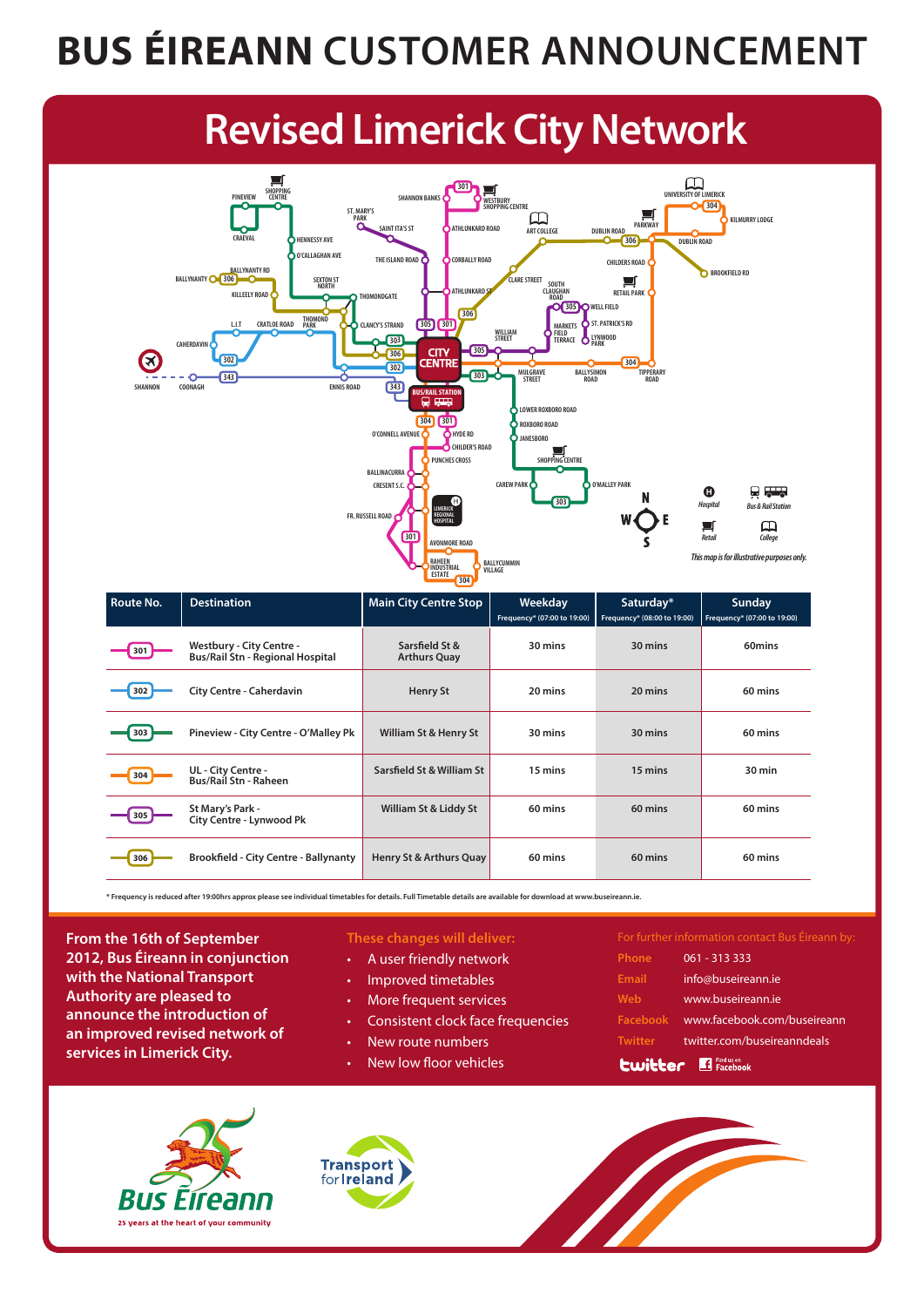# BUS ÉIREANN CUSTOMER ANNOUNCEMENT

## Revised Limerick City Network

*This map is for illustrative purposes only.*

| Route No. | Destination | Main City Centre Stop | Weekday Frequency* (07:00 to 19:00) | Saturday* Frequency* (08:00 to 19:00) | Sunday Frequency* (07:00 to 19:00) |
|---|---|---|---|---|---|
| 301 | Westbury - City Centre - Bus/Rail Stn - Regional Hospital | Sarsfield St & Arthurs Quay | 30 mins | 30 mins | 60mins |
| 302 | City Centre - Caherdavin | Henry St | 20 mins | 20 mins | 60 mins |
| 303 | Pineview - City Centre - O'Malley Pk | William St & Henry St | 30 mins | 30 mins | 60 mins |
| 304 | UL - City Centre - Bus/Rail Stn - Raheen | Sarsfield St & William St | 15 mins | 15 mins | 30 min |
| 305 | St Mary's Park - City Centre - Lynwood Pk | William St & Liddy St | 60 mins | 60 mins | 60 mins |
| 306 | Brookfield - City Centre - Ballynanty | Henry St & Arthurs Quay | 60 mins | 60 mins | 60 mins |

* Frequency is reduced after 19:00hrs approx please see individual timetables for details. Full Timetable details are available for download at www.buseireann.ie.

**From the 16th of September 2012, Bus Éireann in conjunction with the National Transport Authority are pleased to announce the introduction of an improved revised network of services in Limerick City.**

**These changes will deliver:**

- A user friendly network
- Improved timetables
- More frequent services
- Consistent clock face frequencies
- New route numbers
- New low floor vehicles

For further information contact Bus Éireann by:

- Phone: 061 - 313 333
- Email: info@buseireann.ie
- Web: www.buseireann.ie
- Facebook: www.facebook.com/buseireann
- Twitter: twitter.com/buseireanndeals

Bus Éireann — 25 years at the heart of your community

Transport for Ireland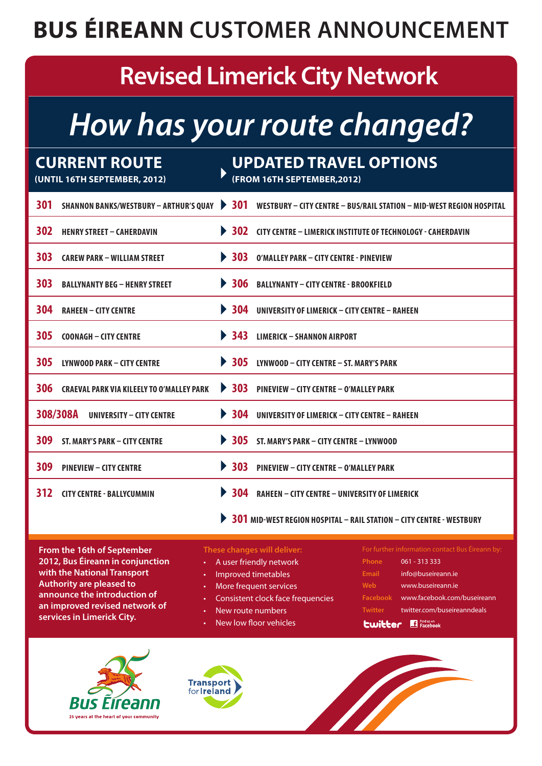# BUS ÉIREANN CUSTOMER ANNOUNCEMENT

## Revised Limerick City Network

## *How has your route changed?*

| CURRENT ROUTE (UNTIL 16TH SEPTEMBER, 2012) | | UPDATED TRAVEL OPTIONS (FROM 16TH SEPTEMBER,2012) | |
|---|---|---|---|
| 301 | SHANNON BANKS/WESTBURY – ARTHUR'S QUAY | 301 | WESTBURY – CITY CENTRE – BUS/RAIL STATION – MID-WEST REGION HOSPITAL |
| 302 | HENRY STREET – CAHERDAVIN | 302 | CITY CENTRE – LIMERICK INSTITUTE OF TECHNOLOGY - CAHERDAVIN |
| 303 | CAREW PARK – WILLIAM STREET | 303 | O'MALLEY PARK – CITY CENTRE - PINEVIEW |
| 303 | BALLYNANTY BEG – HENRY STREET | 306 | BALLYNANTY – CITY CENTRE - BROOKFIELD |
| 304 | RAHEEN – CITY CENTRE | 304 | UNIVERSITY OF LIMERICK – CITY CENTRE – RAHEEN |
| 305 | COONAGH – CITY CENTRE | 343 | LIMERICK – SHANNON AIRPORT |
| 305 | LYNWOOD PARK – CITY CENTRE | 305 | LYNWOOD – CITY CENTRE – ST. MARY'S PARK |
| 306 | CRAEVAL PARK VIA KILEELY TO O'MALLEY PARK | 303 | PINEVIEW – CITY CENTRE – O'MALLEY PARK |
| 308/308A | UNIVERSITY – CITY CENTRE | 304 | UNIVERSITY OF LIMERICK – CITY CENTRE – RAHEEN |
| 309 | ST. MARY'S PARK – CITY CENTRE | 305 | ST. MARY'S PARK – CITY CENTRE – LYNWOOD |
| 309 | PINEVIEW – CITY CENTRE | 303 | PINEVIEW – CITY CENTRE – O'MALLEY PARK |
| 312 | CITY CENTRE - BALLYCUMMIN | 304 | RAHEEN – CITY CENTRE – UNIVERSITY OF LIMERICK |
| | | 301 | MID-WEST REGION HOSPITAL – RAIL STATION – CITY CENTRE - WESTBURY |

**From the 16th of September 2012, Bus Éireann in conjunction with the National Transport Authority are pleased to announce the introduction of an improved revised network of services in Limerick City.**

**These changes will deliver:**

- A user friendly network
- Improved timetables
- More frequent services
- Consistent clock face frequencies
- New route numbers
- New low floor vehicles

For further information contact Bus Éireann by:

| | |
|---|---|
| Phone | 061 - 313 333 |
| Email | info@buseireann.ie |
| Web | www.buseireann.ie |
| Facebook | www.facebook.com/buseireann |
| Twitter | twitter.com/buseireanndeals |

Bus Éireann – 25 years at the heart of your community

Transport for Ireland